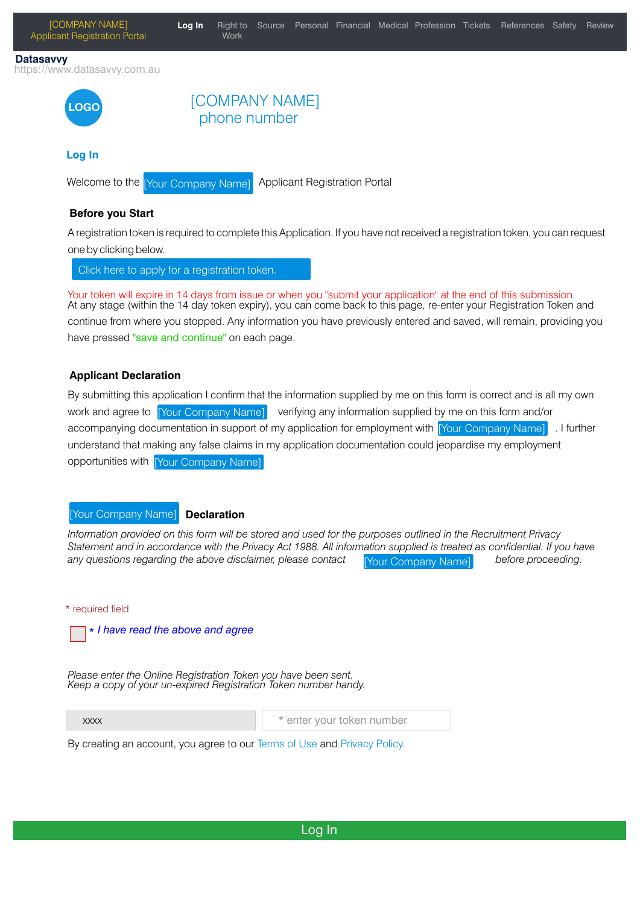[COMPANY NAME]
Applicant Registration Portal

**Log In** | Right to Work | Source | Personal | Financial | Medical | Profession | Tickets | References | Safety | Review

**Datasavvy**
https://www.datasavvy.com.au

LOGO

[COMPANY NAME]
phone number

## Log In

Welcome to the [Your Company Name] Applicant Registration Portal

### Before you Start

A registration token is required to complete this Application. If you have not received a registration token, you can request one by clicking below.

Click here to apply for a registration token.

Your token will expire in 14 days from issue or when you "submit your application" at the end of this submission.
At any stage (within the 14 day token expiry), you can come back to this page, re-enter your Registration Token and continue from where you stopped. Any information you have previously entered and saved, will remain, providing you have pressed "save and continue" on each page.

### Applicant Declaration

By submitting this application I confirm that the information supplied by me on this form is correct and is all my own work and agree to [Your Company Name] verifying any information supplied by me on this form and/or accompanying documentation in support of my application for employment with [Your Company Name] . I further understand that making any false claims in my application documentation could jeopardise my employment opportunities with [Your Company Name]

### [Your Company Name] Declaration

*Information provided on this form will be stored and used for the purposes outlined in the Recruitment Privacy Statement and in accordance with the Privacy Act 1988. All information supplied is treated as confidential. If you have any questions regarding the above disclaimer, please contact* [Your Company Name] *before proceeding.*

* required field

☐ * *I have read the above and agree*

*Please enter the Online Registration Token you have been sent.*
*Keep a copy of your un-expired Registration Token number handy.*

xxxx | * enter your token number

By creating an account, you agree to our Terms of Use and Privacy Policy.

Log In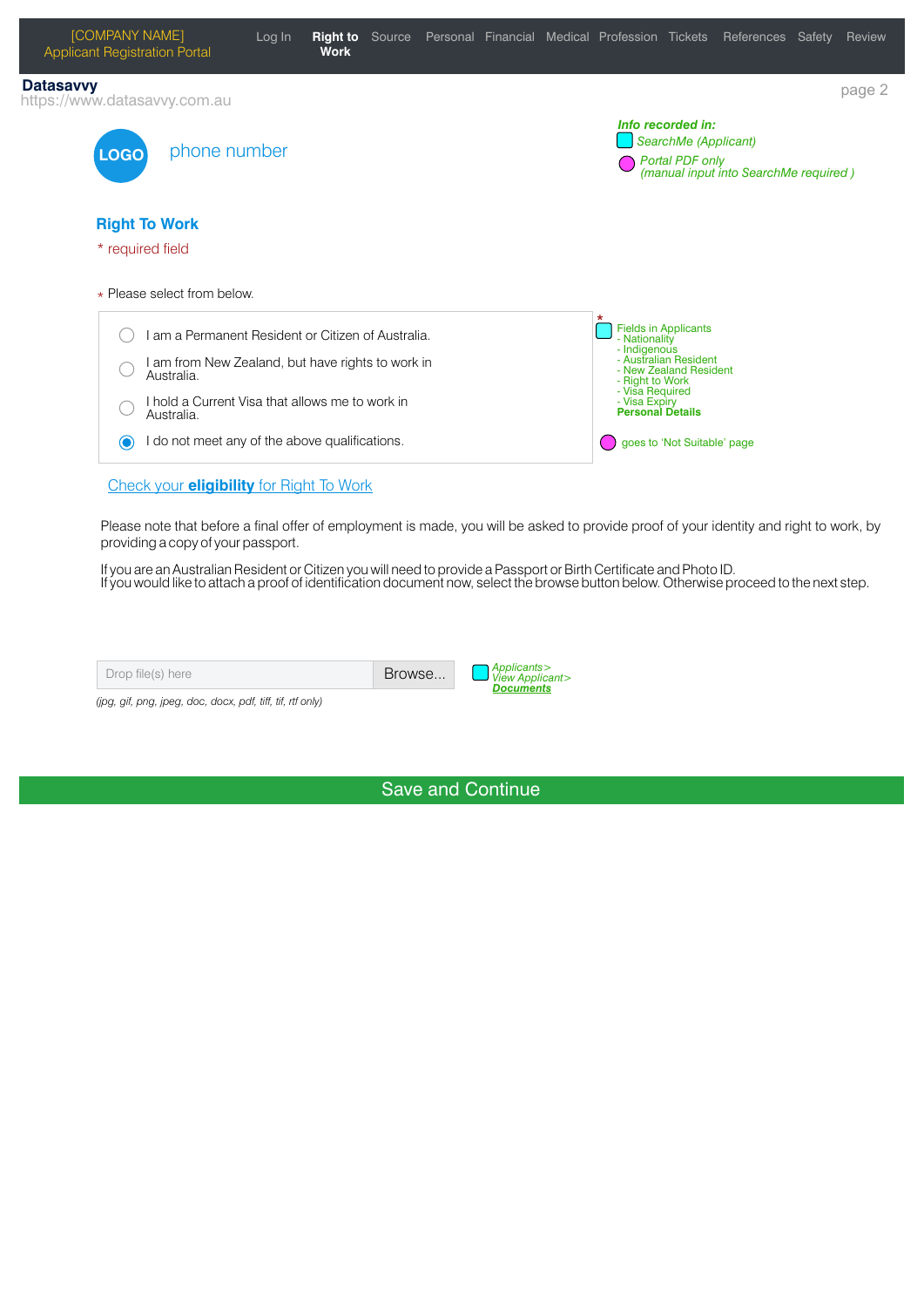[COMPANY NAME]
Applicant Registration Portal

Log In | **Right to Work** | Source | Personal | Financial | Medical | Profession | Tickets | References | Safety | Review

**Datasavvy**
https://www.datasavvy.com.au

LOGO phone number

***Info recorded in:***
*SearchMe (Applicant)*
*Portal PDF only (manual input into SearchMe required )*

## Right To Work

\* required field

\* Please select from below.

- ( ) I am a Permanent Resident or Citizen of Australia.
- ( ) I am from New Zealand, but have rights to work in Australia.
- ( ) I hold a Current Visa that allows me to work in Australia.
- (•) I do not meet any of the above qualifications.

\* Fields in Applicants
- Nationality
- Indigenous
- Australian Resident
- New Zealand Resident
- Right to Work
- Visa Required
- Visa Expiry

**Personal Details**

goes to 'Not Suitable' page

Check your **eligibility** for Right To Work

Please note that before a final offer of employment is made, you will be asked to provide proof of your identity and right to work, by providing a copy of your passport.

If you are an Australian Resident or Citizen you will need to provide a Passport or Birth Certificate and Photo ID.
If you would like to attach a proof of identification document now, select the browse button below. Otherwise proceed to the next step.

Drop file(s) here | Browse...

*(jpg, gif, png, jpeg, doc, docx, pdf, tiff, tif, rtf only)*

*Applicants > View Applicant> **Documents***

Save and Continue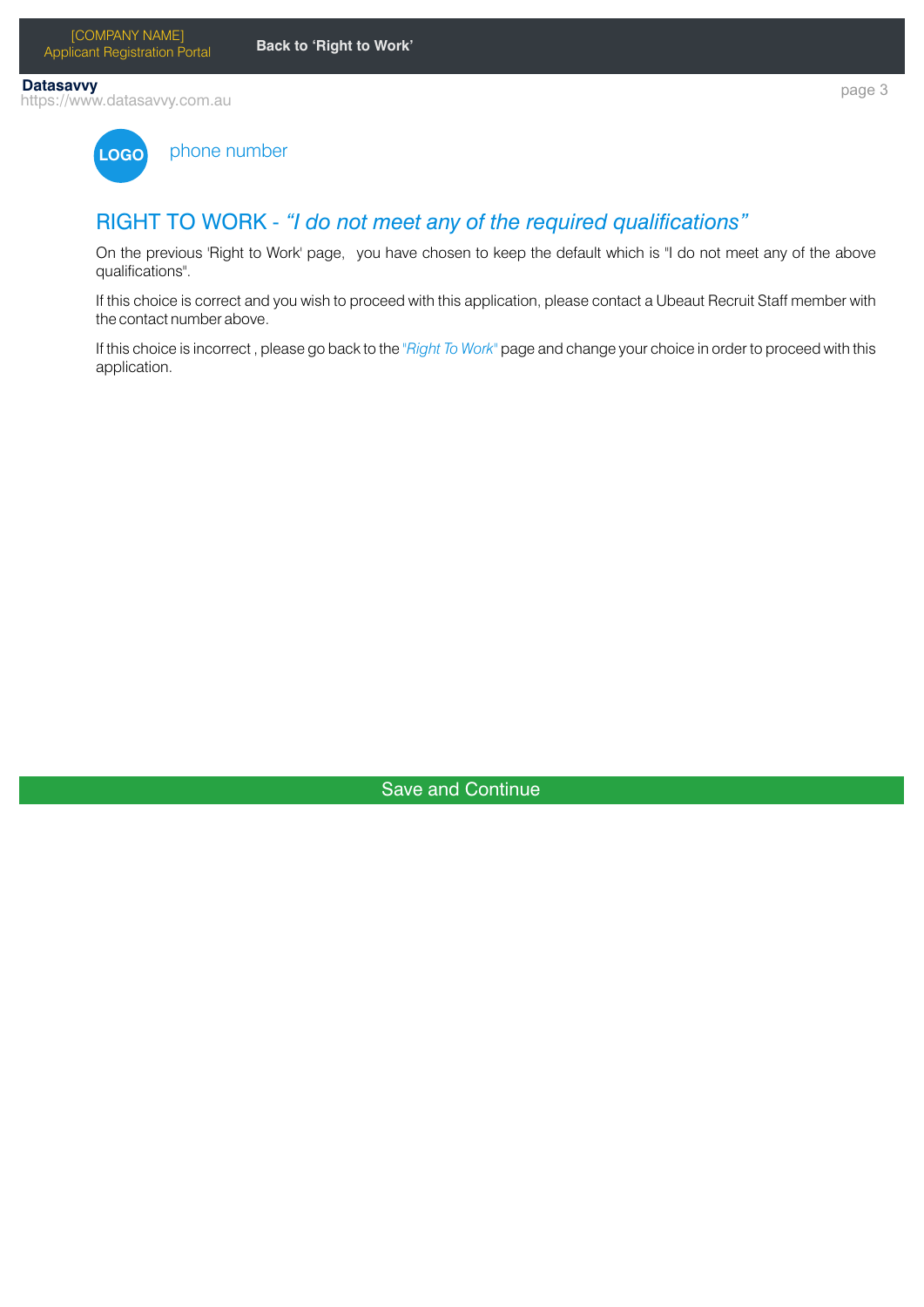[COMPANY NAME]
Applicant Registration Portal

**Back to 'Right to Work'**

**Datasavvy**
https://www.datasavvy.com.au

LOGO

phone number

## RIGHT TO WORK - *"I do not meet any of the required qualifications"*

On the previous 'Right to Work' page, you have chosen to keep the default which is "I do not meet any of the above qualifications".

If this choice is correct and you wish to proceed with this application, please contact a Ubeaut Recruit Staff member with the contact number above.

If this choice is incorrect , please go back to the *"Right To Work"* page and change your choice in order to proceed with this application.

Save and Continue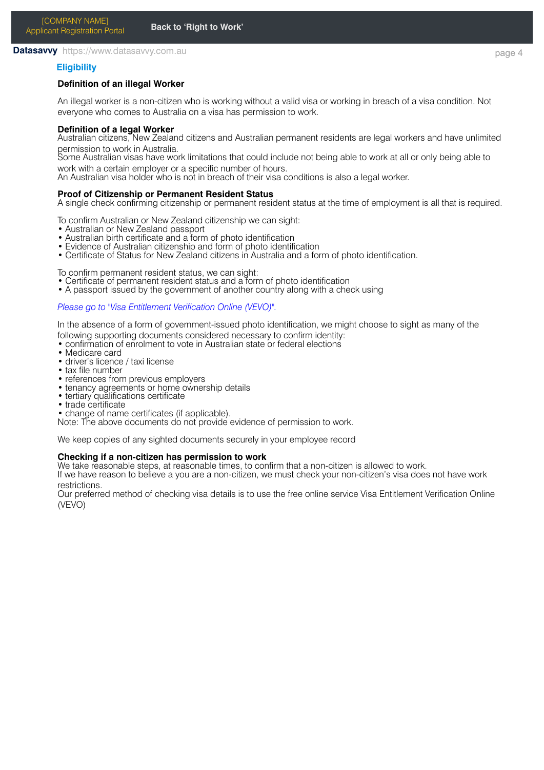## Eligibility

### Definition of an illegal Worker

An illegal worker is a non-citizen who is working without a valid visa or working in breach of a visa condition. Not everyone who comes to Australia on a visa has permission to work.

### Definition of a legal Worker

Australian citizens, New Zealand citizens and Australian permanent residents are legal workers and have unlimited permission to work in Australia.
Some Australian visas have work limitations that could include not being able to work at all or only being able to work with a certain employer or a specific number of hours.
An Australian visa holder who is not in breach of their visa conditions is also a legal worker.

### Proof of Citizenship or Permanent Resident Status

A single check confirming citizenship or permanent resident status at the time of employment is all that is required.

To confirm Australian or New Zealand citizenship we can sight:
- Australian or New Zealand passport
- Australian birth certificate and a form of photo identification
- Evidence of Australian citizenship and form of photo identification
- Certificate of Status for New Zealand citizens in Australia and a form of photo identification.

To confirm permanent resident status, we can sight:
- Certificate of permanent resident status and a form of photo identification
- A passport issued by the government of another country along with a check using

*Please go to "Visa Entitlement Verification Online (VEVO)".*

In the absence of a form of government-issued photo identification, we might choose to sight as many of the following supporting documents considered necessary to confirm identity:
- confirmation of enrolment to vote in Australian state or federal elections
- Medicare card
- driver's licence / taxi license
- tax file number
- references from previous employers
- tenancy agreements or home ownership details
- tertiary qualifications certificate
- trade certificate
- change of name certificates (if applicable).

Note: The above documents do not provide evidence of permission to work.

We keep copies of any sighted documents securely in your employee record

### Checking if a non-citizen has permission to work

We take reasonable steps, at reasonable times, to confirm that a non-citizen is allowed to work.
If we have reason to believe a you are a non-citizen, we must check your non-citizen's visa does not have work restrictions.
Our preferred method of checking visa details is to use the free online service Visa Entitlement Verification Online (VEVO)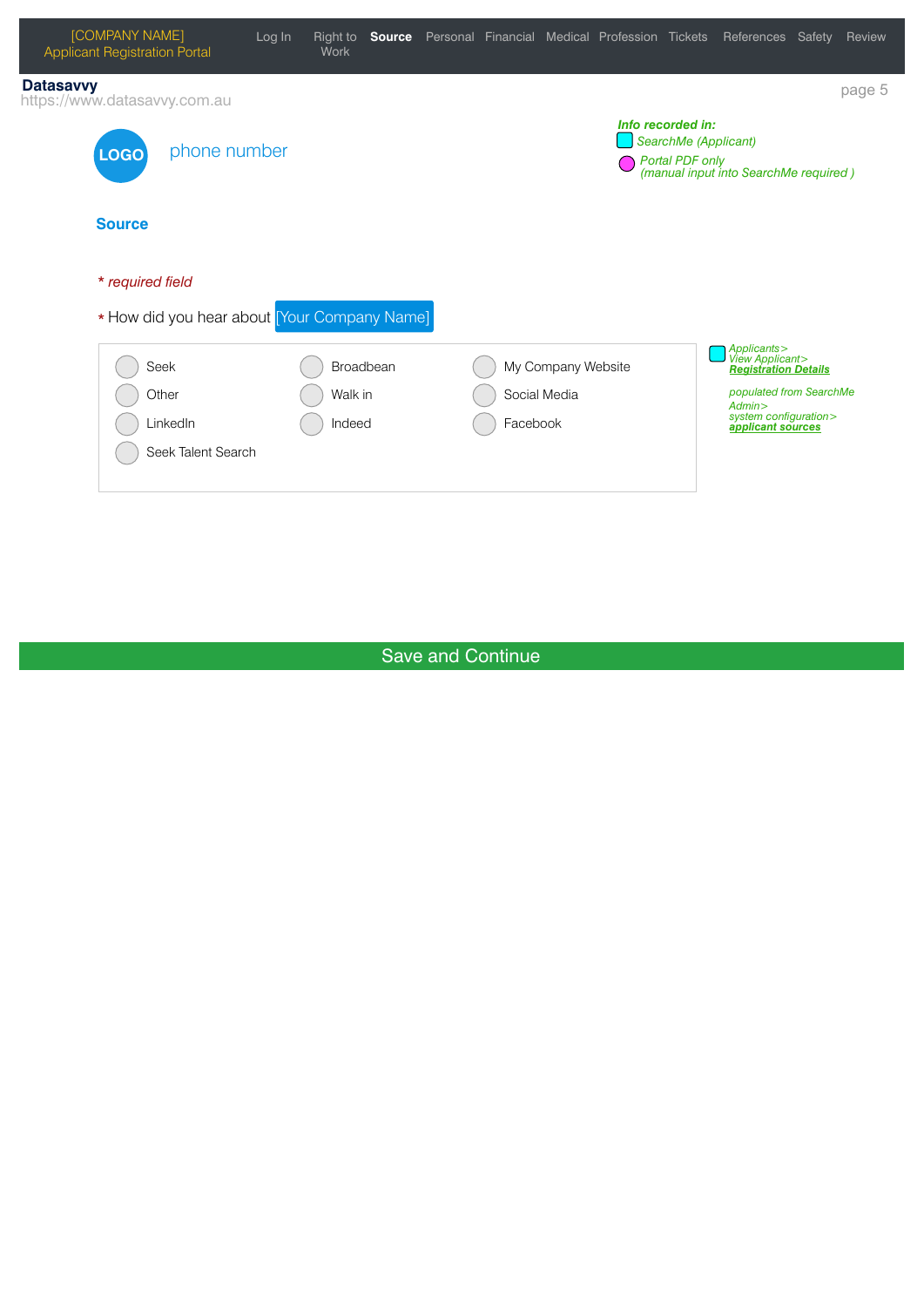[COMPANY NAME]
Applicant Registration Portal

Log In | Right to Work | **Source** | Personal | Financial | Medical | Profession | Tickets | References | Safety | Review

**Datasavvy**
https://www.datasavvy.com.au

LOGO phone number

***Info recorded in:***
*SearchMe (Applicant)*
*Portal PDF only (manual input into SearchMe required )*

## Source

* *required field*

* How did you hear about [Your Company Name]

| | | |
|---|---|---|
| Seek | Broadbean | My Company Website |
| Other | Walk in | Social Media |
| LinkedIn | Indeed | Facebook |
| Seek Talent Search | | |

*Applicants> View Applicant>* ***Registration Details***

*populated from SearchMe Admin> system configuration>* ***applicant sources***

Save and Continue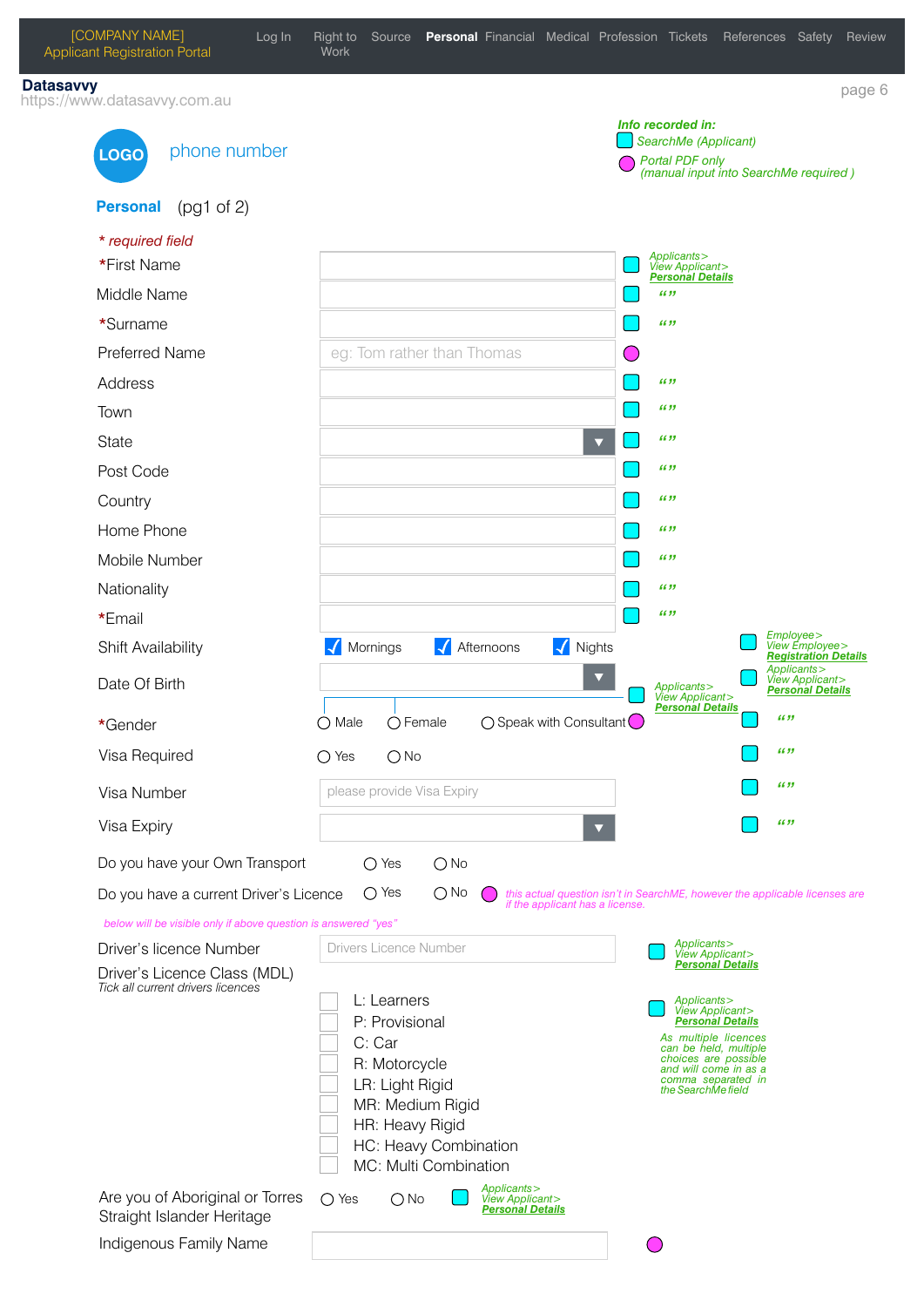[COMPANY NAME]
Applicant Registration Portal

Log In | Right to Work | Source | **Personal** | Financial | Medical | Profession | Tickets | References | Safety | Review

**Datasavvy**
https://www.datasavvy.com.au

LOGO phone number

*Info recorded in:*
- *SearchMe (Applicant)*
- *Portal PDF only (manual input into SearchMe required )*

## Personal (pg1 of 2)

*\* required field*

| Field | Input | Recorded in | Location |
|---|---|---|---|
| \*First Name | | SearchMe | *Applicants> View Applicant> **Personal Details*** |
| Middle Name | | SearchMe | “” |
| \*Surname | | SearchMe | “” |
| Preferred Name | eg: Tom rather than Thomas | Portal PDF only | |
| Address | | SearchMe | “” |
| Town | | SearchMe | “” |
| State | ▼ | SearchMe | “” |
| Post Code | | SearchMe | “” |
| Country | | SearchMe | “” |
| Home Phone | | SearchMe | “” |
| Mobile Number | | SearchMe | “” |
| Nationality | | SearchMe | “” |
| \*Email | | SearchMe | “” |
| Shift Availability | ☑ Mornings ☑ Afternoons ☑ Nights | SearchMe | *Employee> View Employee> **Registration Details*** |
| Date Of Birth | ▼ | SearchMe | *Applicants> View Applicant> **Personal Details*** |
| \*Gender | ○ Male ○ Female ○ Speak with Consultant | Male/Female: SearchMe (*Applicants> View Applicant> **Personal Details***); Speak with Consultant: Portal PDF only | “” |
| Visa Required | ○ Yes ○ No | SearchMe | “” |
| Visa Number | please provide Visa Expiry | SearchMe | “” |
| Visa Expiry | ▼ | SearchMe | “” |

Do you have your Own Transport ○ Yes ○ No

Do you have a current Driver’s Licence ○ Yes ○ No — Portal PDF only — *this actual question isn’t in SearchME, however the applicable licenses are if the applicant has a license.*

*below will be visible only if above question is answered “yes”*

| Field | Input | Recorded in | Location |
|---|---|---|---|
| Driver’s licence Number | Drivers Licence Number | SearchMe | *Applicants> View Applicant> **Personal Details*** |
| Driver’s Licence Class (MDL) *Tick all current drivers licences* | ☐ L: Learners<br>☐ P: Provisional<br>☐ C: Car<br>☐ R: Motorcycle<br>☐ LR: Light Rigid<br>☐ MR: Medium Rigid<br>☐ HR: Heavy Rigid<br>☐ HC: Heavy Combination<br>☐ MC: Multi Combination | SearchMe | *Applicants> View Applicant> **Personal Details***<br>*As multiple licences can be held, multiple choices are possible and will come in as a comma separated in the SearchMe field* |
| Are you of Aboriginal or Torres Straight Islander Heritage | ○ Yes ○ No | SearchMe | *Applicants> View Applicant> **Personal Details*** |
| Indigenous Family Name | | Portal PDF only | |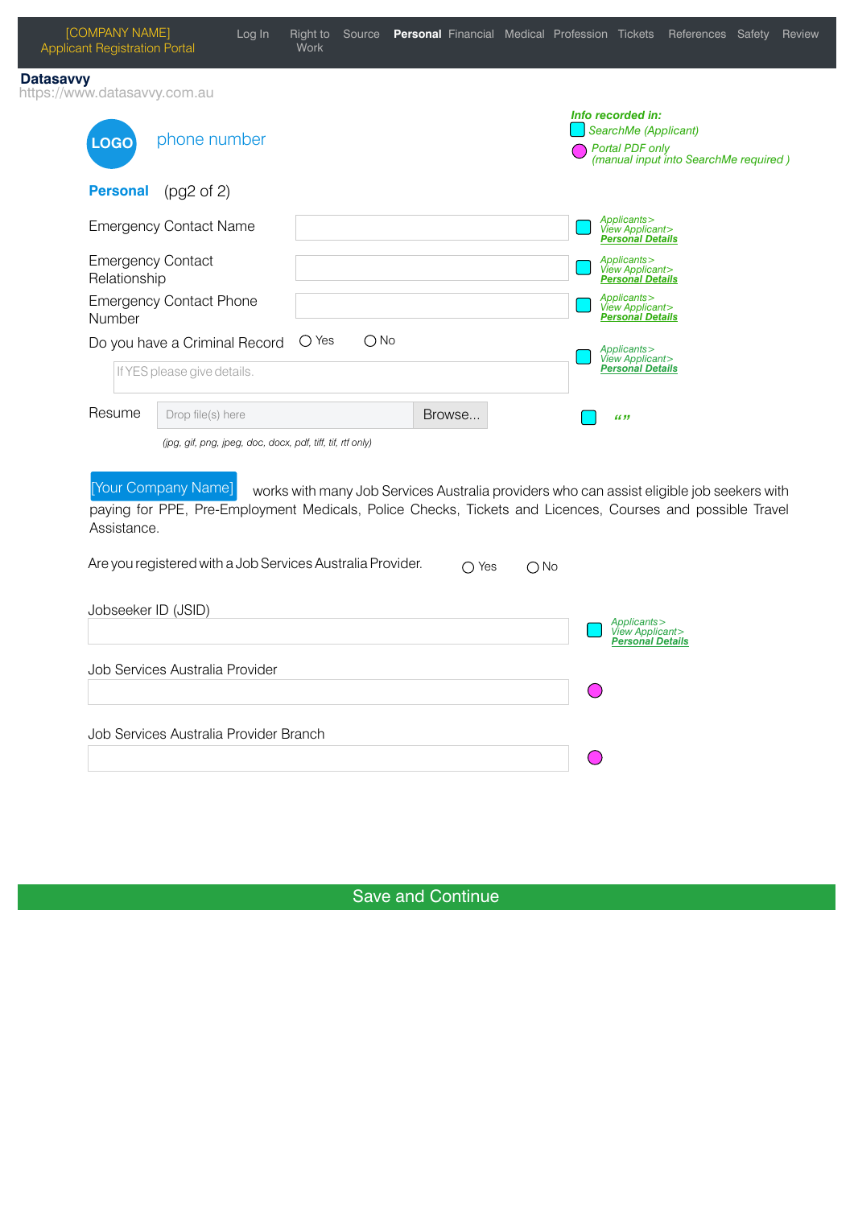[COMPANY NAME]
Applicant Registration Portal

Log In | Right to Work | Source | **Personal** | Financial | Medical | Profession | Tickets | References | Safety | Review

**Datasavvy**
https://www.datasavvy.com.au

LOGO phone number

*Info recorded in:*
*SearchMe (Applicant)*
*Portal PDF only (manual input into SearchMe required )*

## Personal (pg2 of 2)

| Field | Input | Info recorded in |
|---|---|---|
| Emergency Contact Name | | *Applicants> View Applicant> Personal Details* |
| Emergency Contact Relationship | | *Applicants> View Applicant> Personal Details* |
| Emergency Contact Phone Number | | *Applicants> View Applicant> Personal Details* |
| Do you have a Criminal Record | ○ Yes ○ No<br>If YES please give details. | *Applicants> View Applicant> Personal Details* |
| Resume | Drop file(s) here [Browse...]<br>*(jpg, gif, png, jpeg, doc, docx, pdf, tiff, tif, rtf only)* | *“”* |

[Your Company Name] works with many Job Services Australia providers who can assist eligible job seekers with paying for PPE, Pre-Employment Medicals, Police Checks, Tickets and Licences, Courses and possible Travel Assistance.

Are you registered with a Job Services Australia Provider. ○ Yes ○ No

| Field | Info recorded in |
|---|---|
| Jobseeker ID (JSID) | *Applicants> View Applicant> Personal Details* |
| Job Services Australia Provider | Portal PDF only |
| Job Services Australia Provider Branch | Portal PDF only |

Save and Continue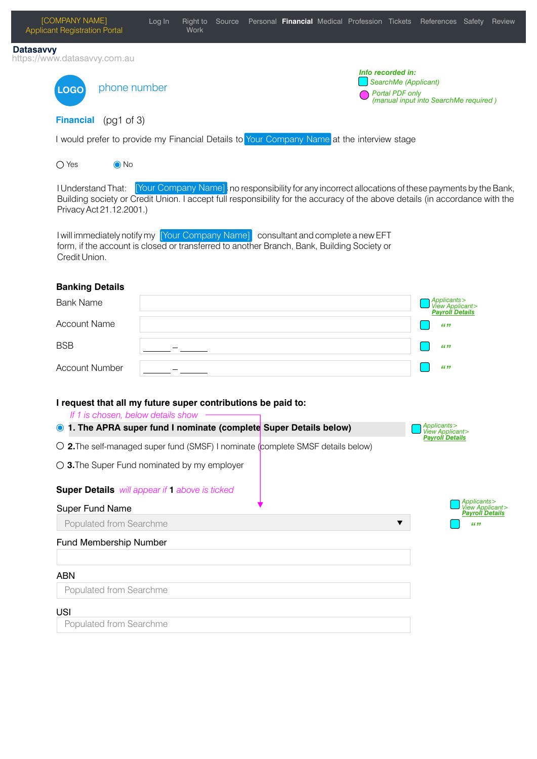[COMPANY NAME]
Applicant Registration Portal

Log In | Right to Work | Source | Personal | **Financial** | Medical | Profession | Tickets | References | Safety | Review

**Datasavvy**
https://www.datasavvy.com.au

LOGO phone number

***Info recorded in:***
*SearchMe (Applicant)*
*Portal PDF only (manual input into SearchMe required )*

## Financial (pg1 of 3)

I would prefer to provide my Financial Details to Your Company Name at the interview stage

○ Yes ◉ No

I Understand That: [Your Company Name] no responsibility for any incorrect allocations of these payments by the Bank, Building society or Credit Union. I accept full responsibility for the accuracy of the above details (in accordance with the Privacy Act 21.12.2001.)

I will immediately notify my [Your Company Name] consultant and complete a new EFT form, if the account is closed or transferred to another Branch, Bank, Building Society or Credit Union.

### Banking Details

| Field | Value | Info recorded in |
|---|---|---|
| Bank Name | | *Applicants > View Applicant > **Payroll Details*** |
| Account Name | | *“”* |
| BSB | \_\_\_\_\_\_ – \_\_\_\_\_\_ | *“”* |
| Account Number | \_\_\_\_\_\_ – \_\_\_\_\_\_ | *“”* |

**I request that all my future super contributions be paid to:**

*If 1 is chosen, below details show*

◉ **1. The APRA super fund I nominate (complete Super Details below)** — *Applicants > View Applicant > **Payroll Details***

○ **2.** The self-managed super fund (SMSF) I nominate (complete SMSF details below)

○ **3.** The Super Fund nominated by my employer

**Super Details** *will appear if* **1** *above is ticked*

*Applicants > View Applicant > **Payroll Details***
*“”*

Super Fund Name
Populated from Searchme ▼

Fund Membership Number

ABN
Populated from Searchme

USI
Populated from Searchme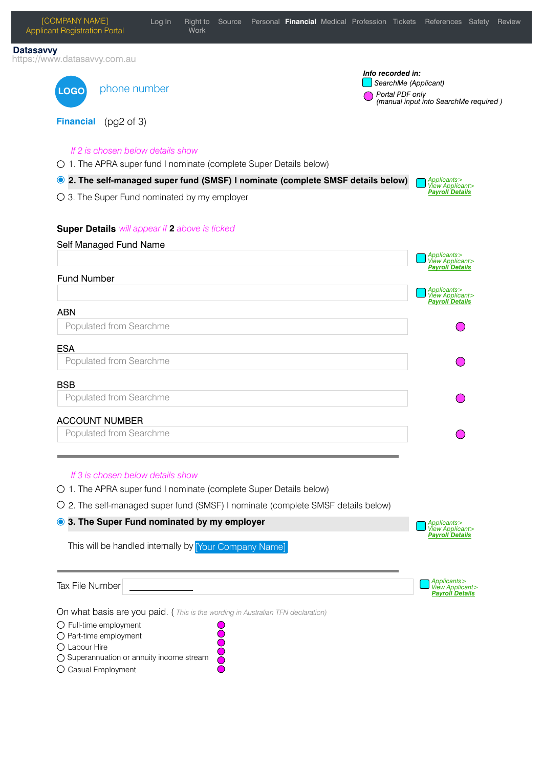[COMPANY NAME]
Applicant Registration Portal

Log In | Right to Work | Source | Personal | **Financial** | Medical | Profession | Tickets | References | Safety | Review

**Datasavvy**
https://www.datasavvy.com.au

LOGO phone number

*Info recorded in:*
*SearchMe (Applicant)*
*Portal PDF only (manual input into SearchMe required )*

**Financial** (pg2 of 3)

*If 2 is chosen below details show*

- ○ 1. The APRA super fund I nominate (complete Super Details below)
- ◉ **2. The self-managed super fund (SMSF) I nominate (complete SMSF details below)** — *Applicants > View Applicant > **Payroll Details***
- ○ 3. The Super Fund nominated by my employer

**Super Details** *will appear if* **2** *above is ticked*

Self Managed Fund Name — *Applicants > View Applicant > **Payroll Details***

Fund Number — *Applicants > View Applicant > **Payroll Details***

ABN
Populated from Searchme

ESA
Populated from Searchme

BSB
Populated from Searchme

ACCOUNT NUMBER
Populated from Searchme

---

*If 3 is chosen below details show*

- ○ 1. The APRA super fund I nominate (complete Super Details below)
- ○ 2. The self-managed super fund (SMSF) I nominate (complete SMSF details below)
- ◉ **3. The Super Fund nominated by my employer** — *Applicants > View Applicant > **Payroll Details***

This will be handled internally by [Your Company Name]

---

Tax File Number ________ — *Applicants > View Applicant > **Payroll Details***

On what basis are you paid. ( *This is the wording in Australian TFN declaration)*

- ○ Full-time employment
- ○ Part-time employment
- ○ Labour Hire
- ○ Superannuation or annuity income stream
- ○ Casual Employment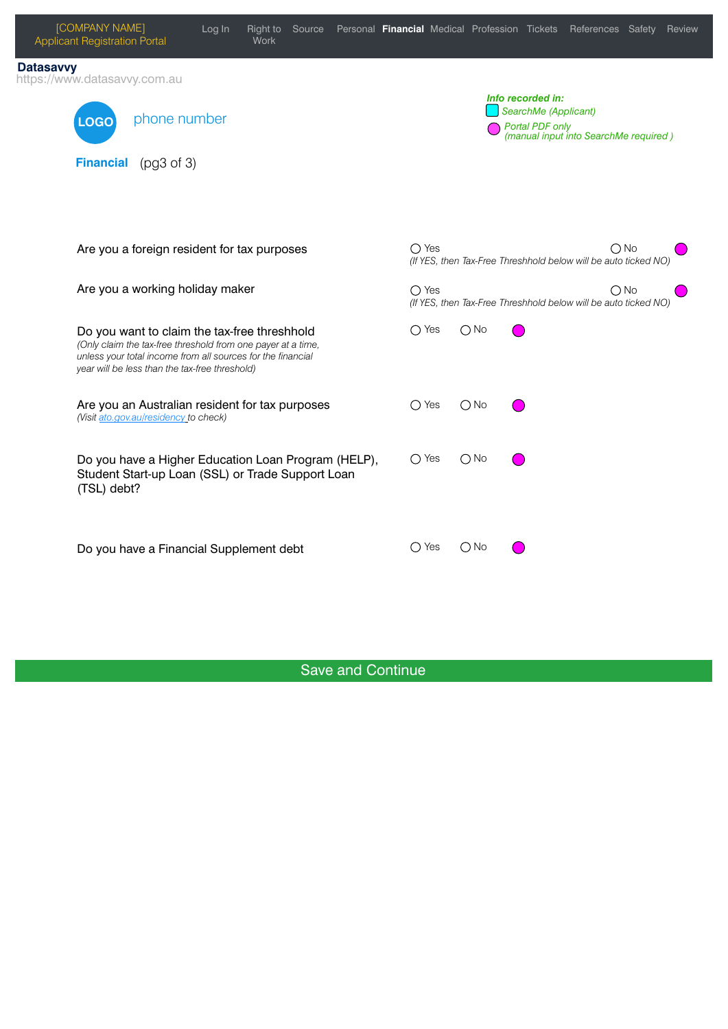[COMPANY NAME]
Applicant Registration Portal

Log In | Right to Work | Source | Personal | **Financial** | Medical | Profession | Tickets | References | Safety | Review

**Datasavvy**
https://www.datasavvy.com.au

LOGO

phone number

*Info recorded in:*
*SearchMe (Applicant)*
*Portal PDF only*
*(manual input into SearchMe required )*

**Financial** (pg3 of 3)

Are you a foreign resident for tax purposes — ◯ Yes ◯ No
*(If YES, then Tax-Free Threshhold below will be auto ticked NO)*

Are you a working holiday maker — ◯ Yes ◯ No
*(If YES, then Tax-Free Threshhold below will be auto ticked NO)*

Do you want to claim the tax-free threshhold — ◯ Yes ◯ No
*(Only claim the tax-free threshold from one payer at a time, unless your total income from all sources for the financial year will be less than the tax-free threshold)*

Are you an Australian resident for tax purposes — ◯ Yes ◯ No
*(Visit ato.gov.au/residency to check)*

Do you have a Higher Education Loan Program (HELP), Student Start-up Loan (SSL) or Trade Support Loan (TSL) debt? — ◯ Yes ◯ No

Do you have a Financial Supplement debt — ◯ Yes ◯ No

Save and Continue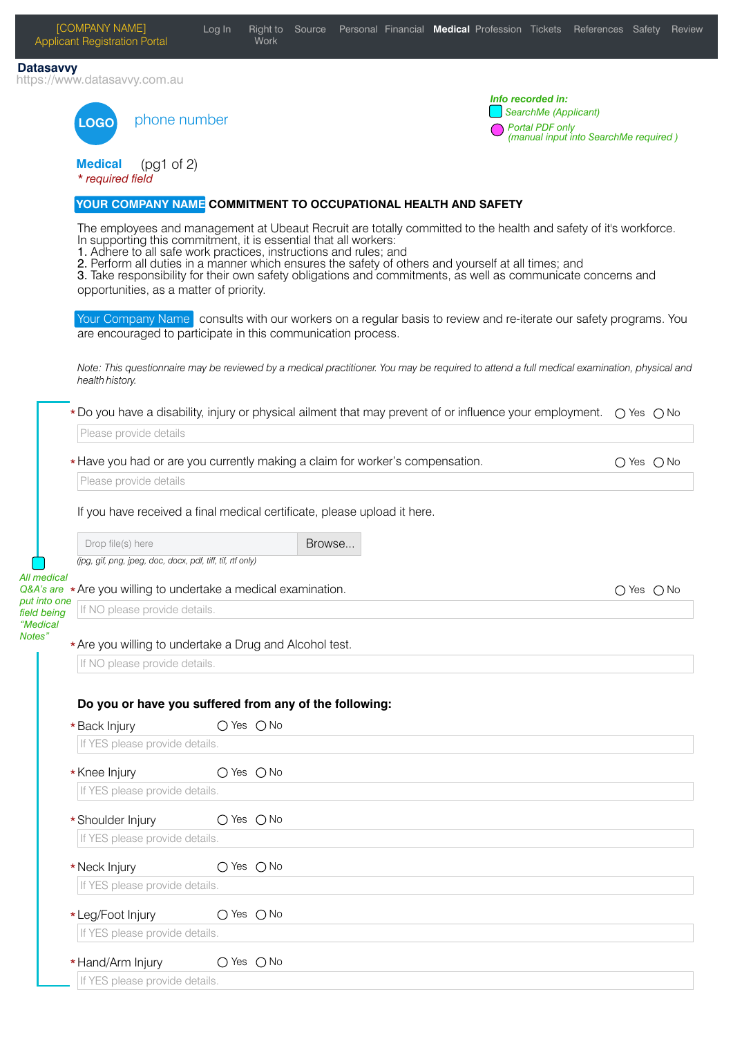[COMPANY NAME]
Applicant Registration Portal

Log In | Right to Work | Source | Personal | Financial | **Medical** | Profession | Tickets | References | Safety | Review

**Datasavvy**
https://www.datasavvy.com.au

LOGO phone number

*Info recorded in:*
*SearchMe (Applicant)*
*Portal PDF only (manual input into SearchMe required )*

## Medical (pg1 of 2)

*\* required field*

### YOUR COMPANY NAME COMMITMENT TO OCCUPATIONAL HEALTH AND SAFETY

The employees and management at Ubeaut Recruit are totally committed to the health and safety of it's workforce. In supporting this commitment, it is essential that all workers:

1. Adhere to all safe work practices, instructions and rules; and
2. Perform all duties in a manner which ensures the safety of others and yourself at all times; and
3. Take responsibility for their own safety obligations and commitments, as well as communicate concerns and opportunities, as a matter of priority.

Your Company Name consults with our workers on a regular basis to review and re-iterate our safety programs. You are encouraged to participate in this communication process.

*Note: This questionnaire may be reviewed by a medical practitioner. You may be required to attend a full medical examination, physical and health history.*

*All medical Q&A's are put into one field being "Medical Notes"*

\* Do you have a disability, injury or physical ailment that may prevent of or influence your employment. ◯ Yes ◯ No

Please provide details

\* Have you had or are you currently making a claim for worker's compensation. ◯ Yes ◯ No

Please provide details

If you have received a final medical certificate, please upload it here.

Drop file(s) here | Browse...

*(jpg, gif, png, jpeg, doc, docx, pdf, tiff, tif, rtf only)*

\* Are you willing to undertake a medical examination. ◯ Yes ◯ No

If NO please provide details.

\* Are you willing to undertake a Drug and Alcohol test.

If NO please provide details.

**Do you or have you suffered from any of the following:**

\* Back Injury ◯ Yes ◯ No

If YES please provide details.

\* Knee Injury ◯ Yes ◯ No

If YES please provide details.

\* Shoulder Injury ◯ Yes ◯ No

If YES please provide details.

\* Neck Injury ◯ Yes ◯ No

If YES please provide details.

\* Leg/Foot Injury ◯ Yes ◯ No

If YES please provide details.

\* Hand/Arm Injury ◯ Yes ◯ No

If YES please provide details.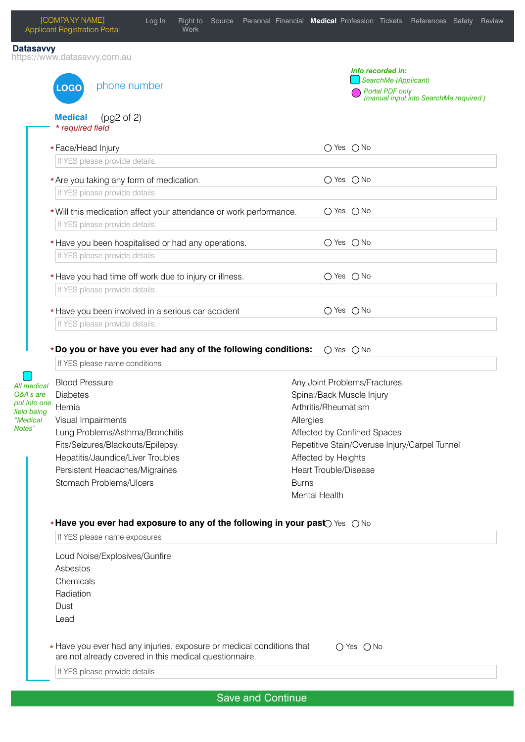[COMPANY NAME]
Applicant Registration Portal

Log In | Right to Work | Source | Personal | Financial | **Medical** | Profession | Tickets | References | Safety | Review

**Datasavvy**
https://www.datasavvy.com.au

LOGO phone number

*Info recorded in:*
*SearchMe (Applicant)*
*Portal PDF only (manual input into SearchMe required )*

## Medical (pg2 of 2)

*\* required field*

*All medical Q&A's are put into one field being "Medical Notes"*

\* Face/Head Injury ◯ Yes ◯ No
If YES please provide details.

\* Are you taking any form of medication. ◯ Yes ◯ No
If YES please provide details.

\* Will this medication affect your attendance or work performance. ◯ Yes ◯ No
If YES please provide details.

\* Have you been hospitalised or had any operations. ◯ Yes ◯ No
If YES please provide details.

\* Have you had time off work due to injury or illness. ◯ Yes ◯ No
If YES please provide details.

\* Have you been involved in a serious car accident ◯ Yes ◯ No
If YES please provide details.

\* **Do you or have you ever had any of the following conditions:** ◯ Yes ◯ No
If YES please name conditions

- Blood Pressure
- Diabetes
- Hernia
- Visual Impairments
- Lung Problems/Asthma/Bronchitis
- Fits/Seizures/Blackouts/Epilepsy.
- Hepatitis/Jaundice/Liver Troubles
- Persistent Headaches/Migraines
- Stomach Problems/Ulcers
- Any Joint Problems/Fractures
- Spinal/Back Muscle Injury
- Arthritis/Rheumatism
- Allergies
- Affected by Confined Spaces
- Repetitive Stain/Overuse Injury/Carpel Tunnel
- Affected by Heights
- Heart Trouble/Disease
- Burns
- Mental Health

\* **Have you ever had exposure to any of the following in your past** ◯ Yes ◯ No
If YES please name exposures

- Loud Noise/Explosives/Gunfire
- Asbestos
- Chemicals
- Radiation
- Dust
- Lead

\* Have you ever had any injuries, exposure or medical conditions that are not already covered in this medical questionnaire. ◯ Yes ◯ No
If YES please provide details

Save and Continue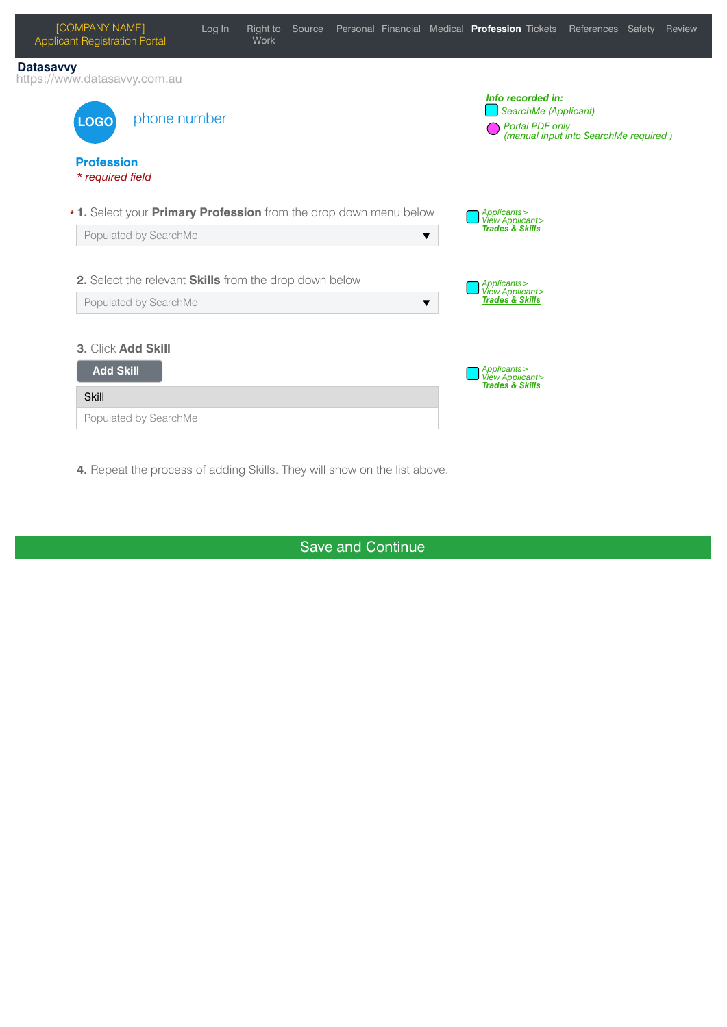[COMPANY NAME]
Applicant Registration Portal

Log In | Right to Work | Source | Personal | Financial | Medical | **Profession** | Tickets | References | Safety | Review

**Datasavvy**
https://www.datasavvy.com.au

LOGO

phone number

*Info recorded in:*
- *SearchMe (Applicant)*
- *Portal PDF only (manual input into SearchMe required )*

## Profession

*\* required field*

\* **1.** Select your **Primary Profession** from the drop down menu below

Populated by SearchMe ▼

*Applicants> View Applicant> **Trades & Skills***

**2.** Select the relevant **Skills** from the drop down below

Populated by SearchMe ▼

*Applicants> View Applicant> **Trades & Skills***

**3.** Click **Add Skill**

**Add Skill**

| Skill |
| --- |
| Populated by SearchMe |

*Applicants> View Applicant> **Trades & Skills***

**4.** Repeat the process of adding Skills. They will show on the list above.

Save and Continue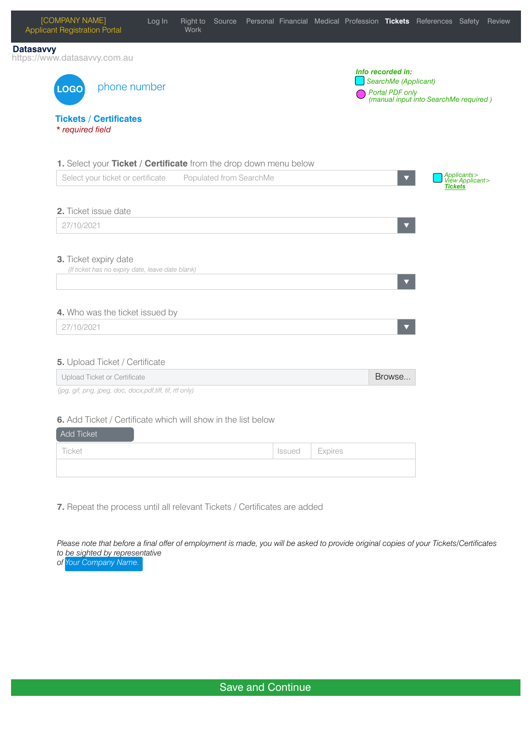[COMPANY NAME]
Applicant Registration Portal

Log In | Right to Work | Source | Personal | Financial | Medical | Profession | **Tickets** | References | Safety | Review

**Datasavvy**
https://www.datasavvy.com.au

LOGO

phone number

***Info recorded in:***
*SearchMe (Applicant)*
*Portal PDF only*
*(manual input into SearchMe required )*

## Tickets / Certificates

*\* required field*

**1.** Select your **Ticket** / **Certificate** from the drop down menu below

Select your ticket or certificate. Populated from SearchMe ▼

*Applicants> View Applicant> **Tickets***

**2.** Ticket issue date

27/10/2021 ▼

**3.** Ticket expiry date

*(If ticket has no expiry date, leave date blank)*

▼

**4.** Who was the ticket issued by

27/10/2021 ▼

**5.** Upload Ticket / Certificate

Upload Ticket or Certificate | Browse...

*(jpg, gif, png, jpeg, doc, docx,pdf,tiff, tif, rtf only)*

**6.** Add Ticket / Certificate which will show in the list below

Add Ticket

| Ticket | Issued | Expires |
|---|---|---|
| | | |

**7.** Repeat the process until all relevant Tickets / Certificates are added

*Please note that before a final offer of employment is made, you will be asked to provide original copies of your Tickets/Certificates to be sighted by representative of Your Company Name.*

Save and Continue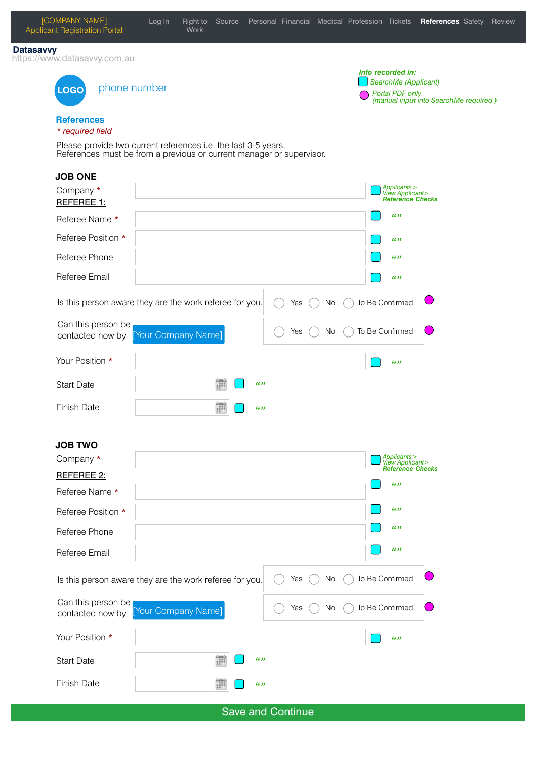[COMPANY NAME]
Applicant Registration Portal

Log In | Right to Work | Source | Personal | Financial | Medical | Profession | Tickets | **References** | Safety | Review

**Datasavvy**
https://www.datasavvy.com.au

LOGO phone number

*Info recorded in:*
*SearchMe (Applicant)*
*Portal PDF only (manual input into SearchMe required )*

## References

*\* required field*

Please provide two current references i.e. the last 3-5 years.
References must be from a previous or current manager or supervisor.

### JOB ONE

Company * — *Applicants > View Applicant > Reference Checks*

REFEREE 1:

Referee Name * — “”

Referee Position * — “”

Referee Phone — “”

Referee Email — “”

Is this person aware they are the work referee for you. ◯ Yes ◯ No ◯ To Be Confirmed

Can this person be contacted now by [Your Company Name] ◯ Yes ◯ No ◯ To Be Confirmed

Your Position * — “”

Start Date — “”

Finish Date — “”

### JOB TWO

Company * — *Applicants > View Applicant > Reference Checks*

REFEREE 2:

Referee Name * — “”

Referee Position * — “”

Referee Phone — “”

Referee Email — “”

Is this person aware they are the work referee for you. ◯ Yes ◯ No ◯ To Be Confirmed

Can this person be contacted now by [Your Company Name] ◯ Yes ◯ No ◯ To Be Confirmed

Your Position * — “”

Start Date — “”

Finish Date — “”

Save and Continue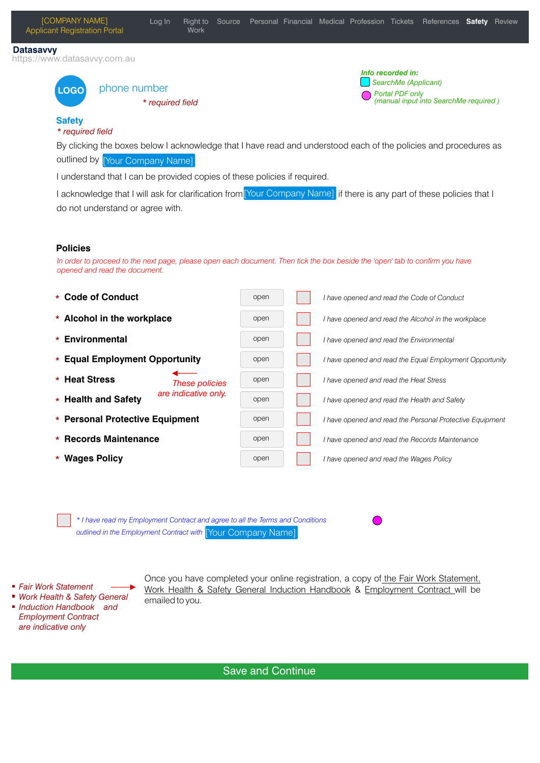[COMPANY NAME]
Applicant Registration Portal

Log In | Right to Work | Source | Personal | Financial | Medical | Profession | Tickets | References | **Safety** | Review

**Datasavvy**
https://www.datasavvy.com.au

*Info recorded in:*
*SearchMe (Applicant)*
*Portal PDF only (manual input into SearchMe required )*

LOGO phone number

*\* required field*

## Safety

*\* required field*

By clicking the boxes below I acknowledge that I have read and understood each of the policies and procedures as outlined by [Your Company Name]

I understand that I can be provided copies of these policies if required.

I acknowledge that I will ask for clarification from [Your Company Name] if there is any part of these policies that I do not understand or agree with.

### Policies

*In order to proceed to the next page, please open each document. Then tick the box beside the 'open' tab to confirm you have opened and read the document.*

| Policy | | | |
|---|---|---|---|
| \* **Code of Conduct** | open | ☐ | *I have opened and read the Code of Conduct* |
| \* **Alcohol in the workplace** | open | ☐ | *I have opened and read the Alcohol in the workplace* |
| \* **Environmental** | open | ☐ | *I have opened and read the Environmental* |
| \* **Equal Employment Opportunity** | open | ☐ | *I have opened and read the Equal Employment Opportunity* |
| \* **Heat Stress** | open | ☐ | *I have opened and read the Heat Stress* |
| \* **Health and Safety** | open | ☐ | *I have opened and read the Health and Safety* |
| \* **Personal Protective Equipment** | open | ☐ | *I have opened and read the Personal Protective Equipment* |
| \* **Records Maintenance** | open | ☐ | *I have opened and read the Records Maintenance* |
| \* **Wages Policy** | open | ☐ | *I have opened and read the Wages Policy* |

*These policies are indicative only.*

☐ *\* I have read my Employment Contract and agree to all the Terms and Conditions outlined in the Employment Contract with* [Your Company Name]

- *Fair Work Statement*
- *Work Health & Safety General*
- *Induction Handbook and*
- *Employment Contract are indicative only*

Once you have completed your online registration, a copy of the Fair Work Statement, Work Health & Safety General Induction Handbook & Employment Contract will be emailed to you.

Save and Continue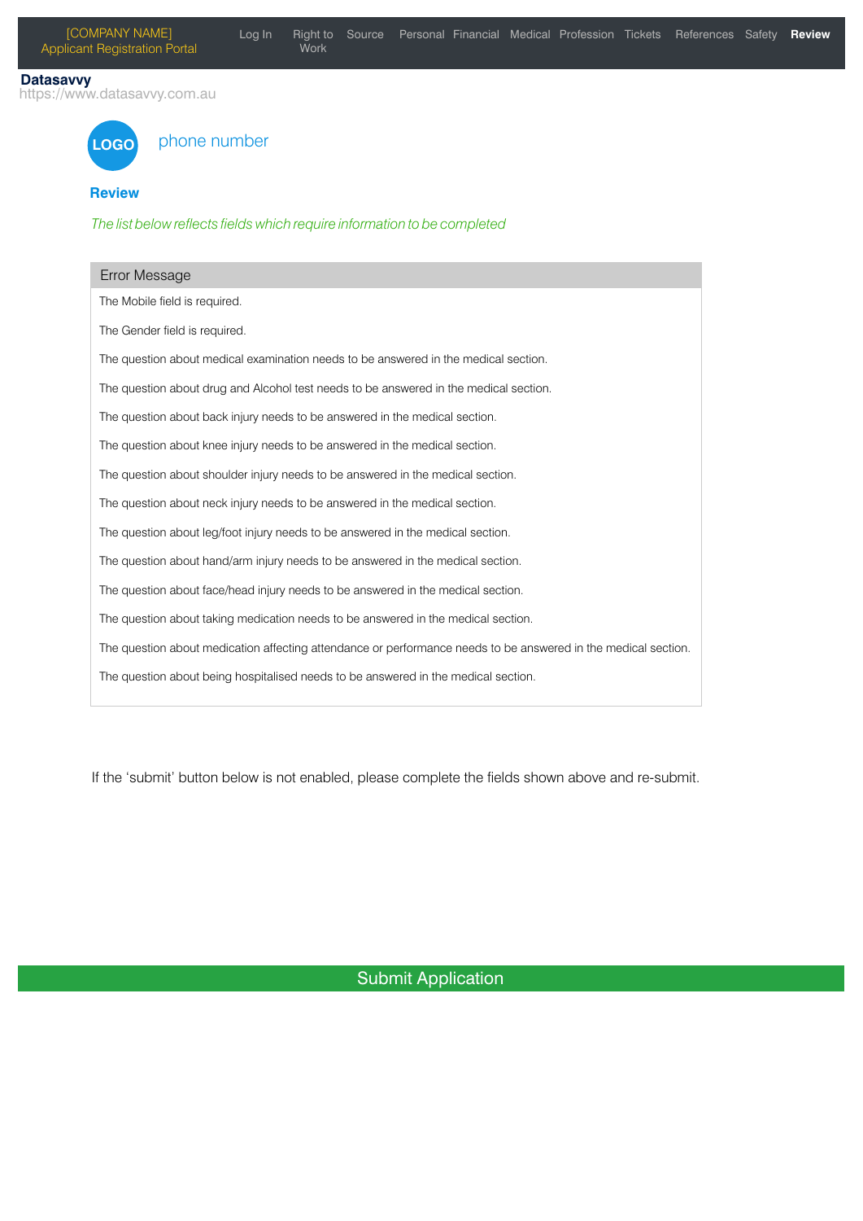[COMPANY NAME]
Applicant Registration Portal

Log In | Right to Work | Source | Personal | Financial | Medical | Profession | Tickets | References | Safety | **Review**

**Datasavvy**
https://www.datasavvy.com.au

LOGO

phone number

## Review

*The list below reflects fields which require information to be completed*

| Error Message |
|---|
| The Mobile field is required. |
| The Gender field is required. |
| The question about medical examination needs to be answered in the medical section. |
| The question about drug and Alcohol test needs to be answered in the medical section. |
| The question about back injury needs to be answered in the medical section. |
| The question about knee injury needs to be answered in the medical section. |
| The question about shoulder injury needs to be answered in the medical section. |
| The question about neck injury needs to be answered in the medical section. |
| The question about leg/foot injury needs to be answered in the medical section. |
| The question about hand/arm injury needs to be answered in the medical section. |
| The question about face/head injury needs to be answered in the medical section. |
| The question about taking medication needs to be answered in the medical section. |
| The question about medication affecting attendance or performance needs to be answered in the medical section. |
| The question about being hospitalised needs to be answered in the medical section. |

If the 'submit' button below is not enabled, please complete the fields shown above and re-submit.

Submit Application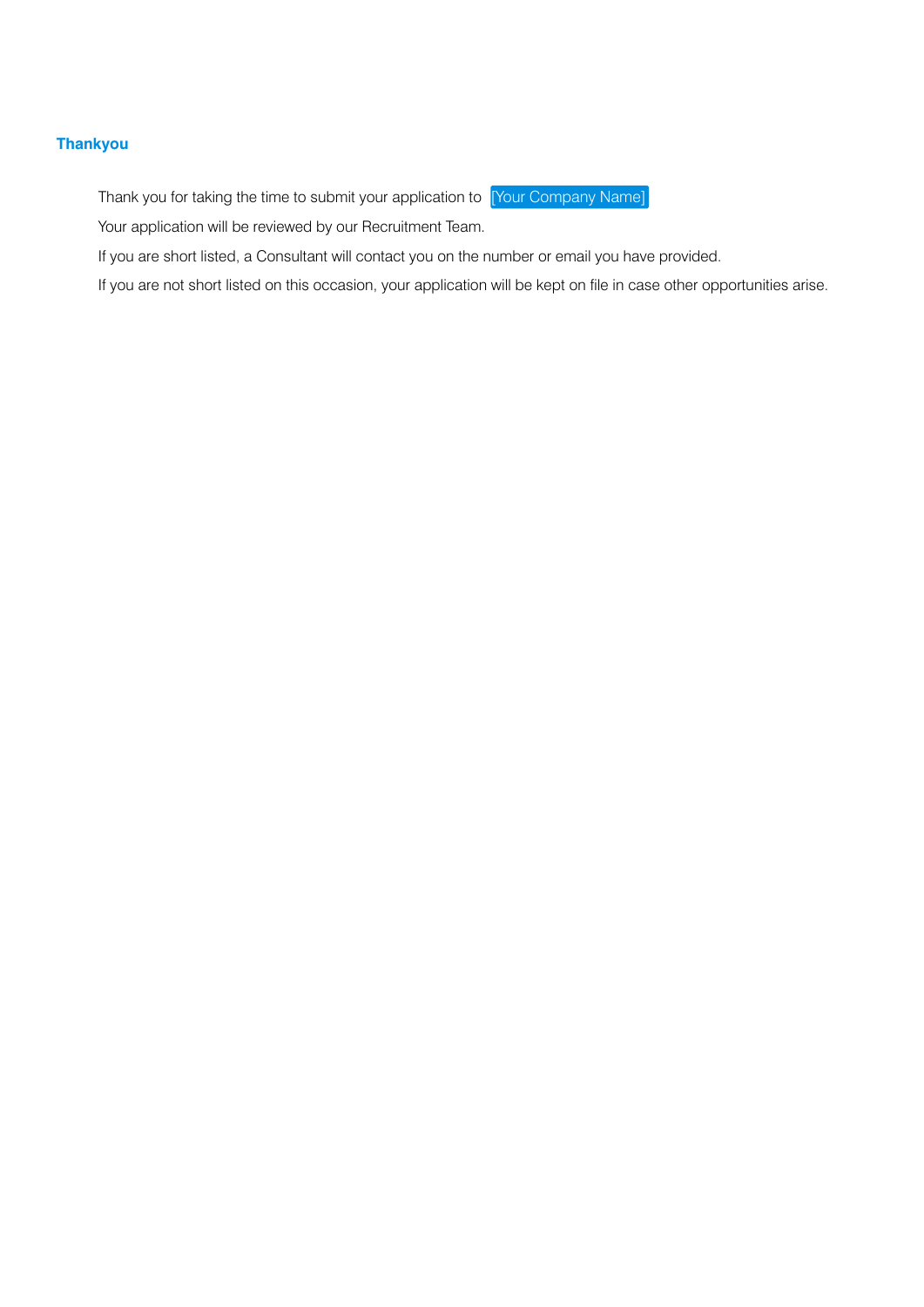## Thankyou

Thank you for taking the time to submit your application to [Your Company Name]

Your application will be reviewed by our Recruitment Team.

If you are short listed, a Consultant will contact you on the number or email you have provided.

If you are not short listed on this occasion, your application will be kept on file in case other opportunities arise.